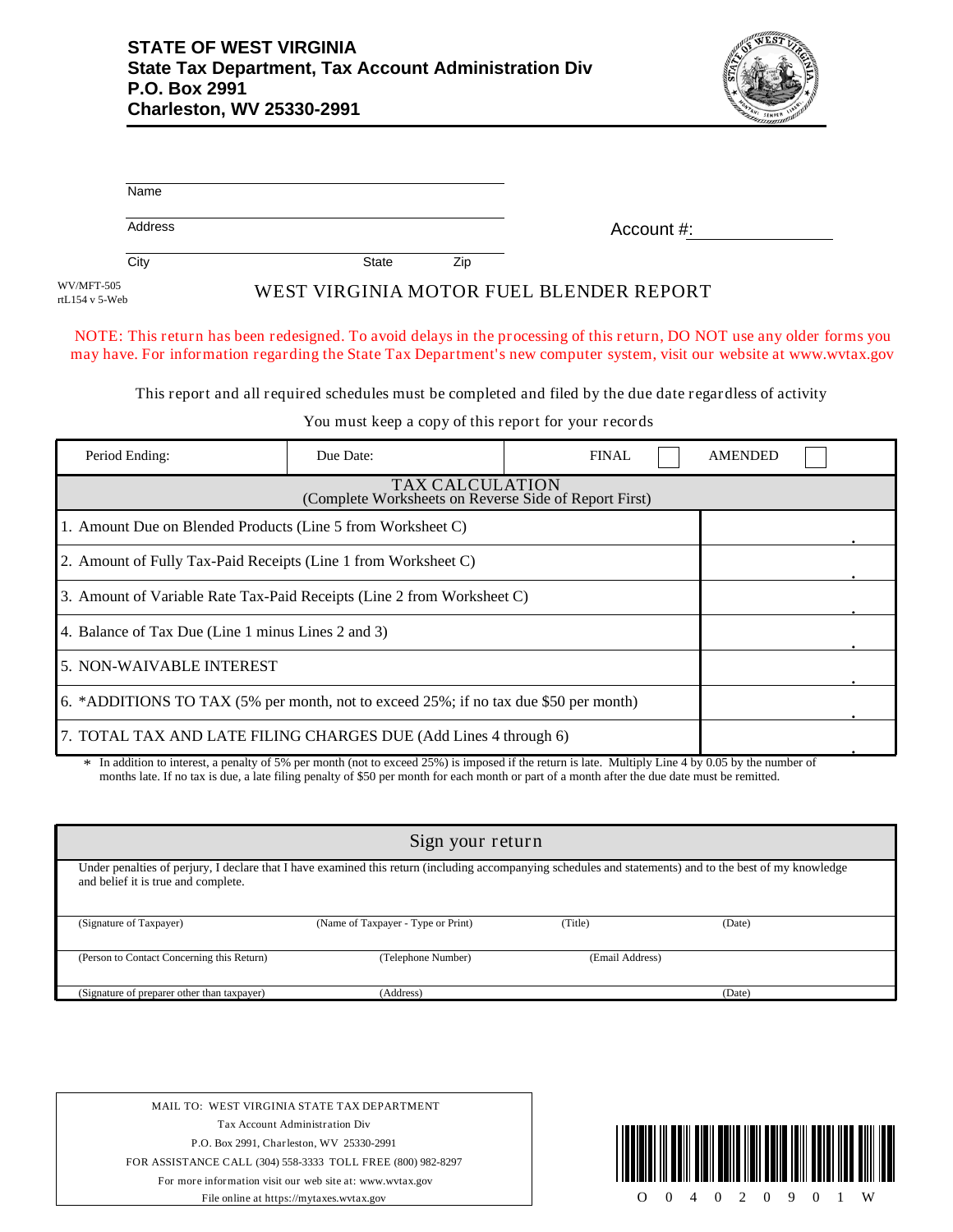**STATE OF WEST VIRGINIA**
**State Tax Department, Tax Account Administration Div**
**P.O. Box 2991**
**Charleston, WV 25330-2991**

Name

Address

City State Zip

Account #:

WV/MFT-505
rtL154 v 5-Web

# WEST VIRGINIA MOTOR FUEL BLENDER REPORT

NOTE: This return has been redesigned. To avoid delays in the processing of this return, DO NOT use any older forms you may have. For information regarding the State Tax Department's new computer system, visit our website at www.wvtax.gov

This report and all required schedules must be completed and filed by the due date regardless of activity

You must keep a copy of this report for your records

| Period Ending: | Due Date: | FINAL ☐ | AMENDED ☐ |
|---|---|---|---|

| TAX CALCULATION (Complete Worksheets on Reverse Side of Report First) | |
|---|---|
| 1. Amount Due on Blended Products (Line 5 from Worksheet C) | . |
| 2. Amount of Fully Tax-Paid Receipts (Line 1 from Worksheet C) | . |
| 3. Amount of Variable Rate Tax-Paid Receipts (Line 2 from Worksheet C) | . |
| 4. Balance of Tax Due (Line 1 minus Lines 2 and 3) | . |
| 5. NON-WAIVABLE INTEREST | . |
| 6. *ADDITIONS TO TAX (5% per month, not to exceed 25%; if no tax due $50 per month) | . |
| 7. TOTAL TAX AND LATE FILING CHARGES DUE (Add Lines 4 through 6) | . |

\* In addition to interest, a penalty of 5% per month (not to exceed 25%) is imposed if the return is late. Multiply Line 4 by 0.05 by the number of months late. If no tax is due, a late filing penalty of $50 per month for each month or part of a month after the due date must be remitted.

## Sign your return

Under penalties of perjury, I declare that I have examined this return (including accompanying schedules and statements) and to the best of my knowledge and belief it is true and complete.

| (Signature of Taxpayer) | (Name of Taxpayer - Type or Print) | (Title) | (Date) |
|---|---|---|---|
| (Person to Contact Concerning this Return) | (Telephone Number) | (Email Address) | |
| (Signature of preparer other than taxpayer) | (Address) | | (Date) |

MAIL TO: WEST VIRGINIA STATE TAX DEPARTMENT
Tax Account Administration Div
P.O. Box 2991, Charleston, WV 25330-2991
FOR ASSISTANCE CALL (304) 558-3333 TOLL FREE (800) 982-8297
For more information visit our web site at: www.wvtax.gov
File online at https://mytaxes.wvtax.gov

O 0 4 0 2 0 9 0 1 W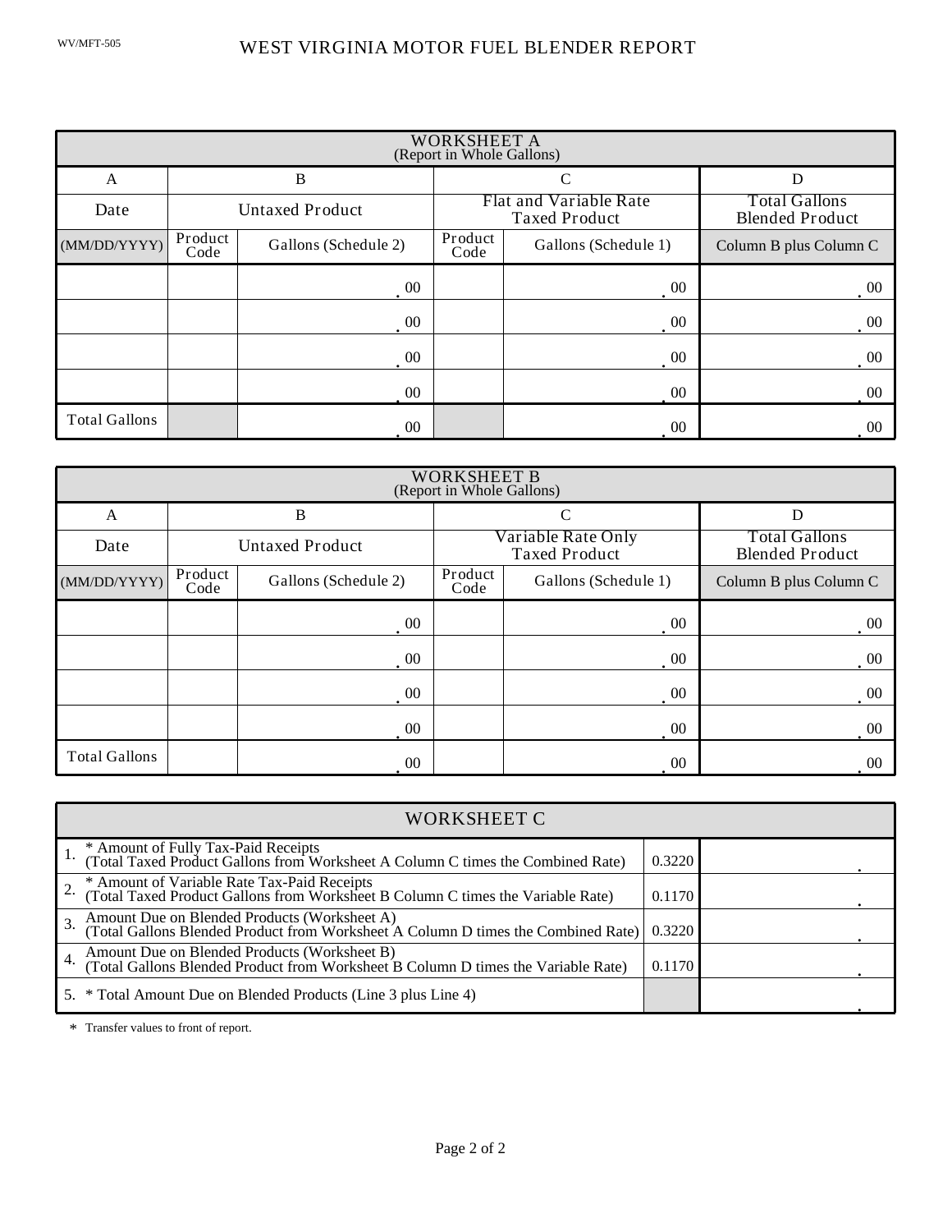WV/MFT-505

# WEST VIRGINIA MOTOR FUEL BLENDER REPORT

| WORKSHEET A (Report in Whole Gallons) | | | | | |
|---|---|---|---|---|---|
| A | B | | C | | D |
| Date | Untaxed Product | | Flat and Variable Rate Taxed Product | | Total Gallons Blended Product |
| (MM/DD/YYYY) | Product Code | Gallons (Schedule 2) | Product Code | Gallons (Schedule 1) | Column B plus Column C |
| | | .00 | | .00 | .00 |
| | | .00 | | .00 | .00 |
| | | .00 | | .00 | .00 |
| | | .00 | | .00 | .00 |
| Total Gallons | | .00 | | .00 | .00 |

| WORKSHEET B (Report in Whole Gallons) | | | | | |
|---|---|---|---|---|---|
| A | B | | C | | D |
| Date | Untaxed Product | | Variable Rate Only Taxed Product | | Total Gallons Blended Product |
| (MM/DD/YYYY) | Product Code | Gallons (Schedule 2) | Product Code | Gallons (Schedule 1) | Column B plus Column C |
| | | .00 | | .00 | .00 |
| | | .00 | | .00 | .00 |
| | | .00 | | .00 | .00 |
| | | .00 | | .00 | .00 |
| Total Gallons | | .00 | | .00 | .00 |

| WORKSHEET C | | |
|---|---|---|
| 1. * Amount of Fully Tax-Paid Receipts (Total Taxed Product Gallons from Worksheet A Column C times the Combined Rate) | 0.3220 | . |
| 2. * Amount of Variable Rate Tax-Paid Receipts (Total Taxed Product Gallons from Worksheet B Column C times the Variable Rate) | 0.1170 | . |
| 3. Amount Due on Blended Products (Worksheet A) (Total Gallons Blended Product from Worksheet A Column D times the Combined Rate) | 0.3220 | . |
| 4. Amount Due on Blended Products (Worksheet B) (Total Gallons Blended Product from Worksheet B Column D times the Variable Rate) | 0.1170 | . |
| 5. * Total Amount Due on Blended Products (Line 3 plus Line 4) | | . |

\* Transfer values to front of report.